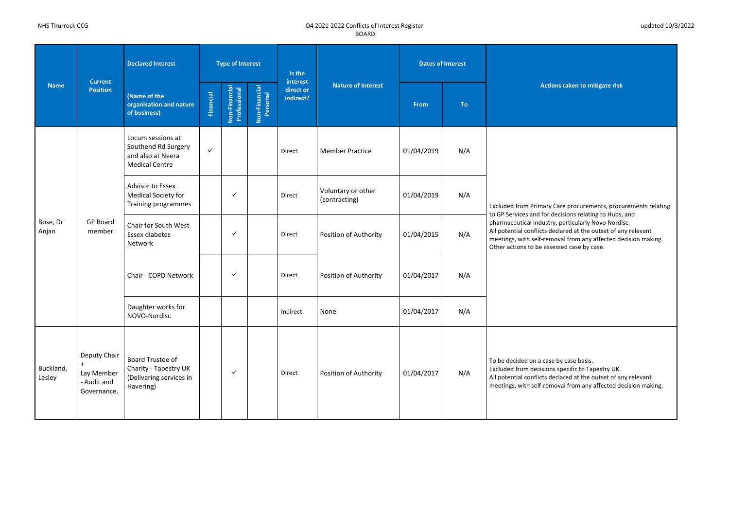NHS Thurrock CCG

Q4 2021-2022 Conflicts of Interest Register
BOARD

updated 10/3/2022

| Name | Current Position | Declared Interest (Name of the organisation and nature of business) | Type of Interest | | | Is the interest direct or indirect? | Nature of Interest | Dates of Interest | | Actions taken to mitigate risk |
|---|---|---|---|---|---|---|---|---|---|---|
| | | | Financial | Non-Financial Professional | Non-Financial Personal | | | From | To | |
| Bose, Dr Anjan | GP Board member | Locum sessions at Southend Rd Surgery and also at Neera Medical Centre | ✓ | | | Direct | Member Practice | 01/04/2019 | N/A | Excluded from Primary Care procurements, procurements relating to GP Services and for decisions relating to Hubs, and pharmaceutical industry, particularly Novo Nordisc. All potential conflicts declared at the outset of any relevant meetings, with self-removal from any affected decision making. Other actions to be assessed case by case. |
| | | Advisor to Essex Medical Society for Training programmes | | ✓ | | Direct | Voluntary or other (contracting) | 01/04/2019 | N/A | |
| | | Chair for South West Essex diabetes Network | | ✓ | | Direct | Position of Authority | 01/04/2015 | N/A | |
| | | Chair - COPD Network | | ✓ | | Direct | Position of Authority | 01/04/2017 | N/A | |
| | | Daughter works for NOVO-Nordisc | | | | Indirect | None | 01/04/2017 | N/A | |
| Buckland, Lesley | Deputy Chair + Lay Member - Audit and Governance. | Board Trustee of Charity - Tapestry UK (Delivering services in Havering) | | ✓ | | Direct | Position of Authority | 01/04/2017 | N/A | To be decided on a case by case basis. Excluded from decisions specific to Tapestry UK. All potential conflicts declared at the outset of any relevant meetings, with self-removal from any affected decision making. |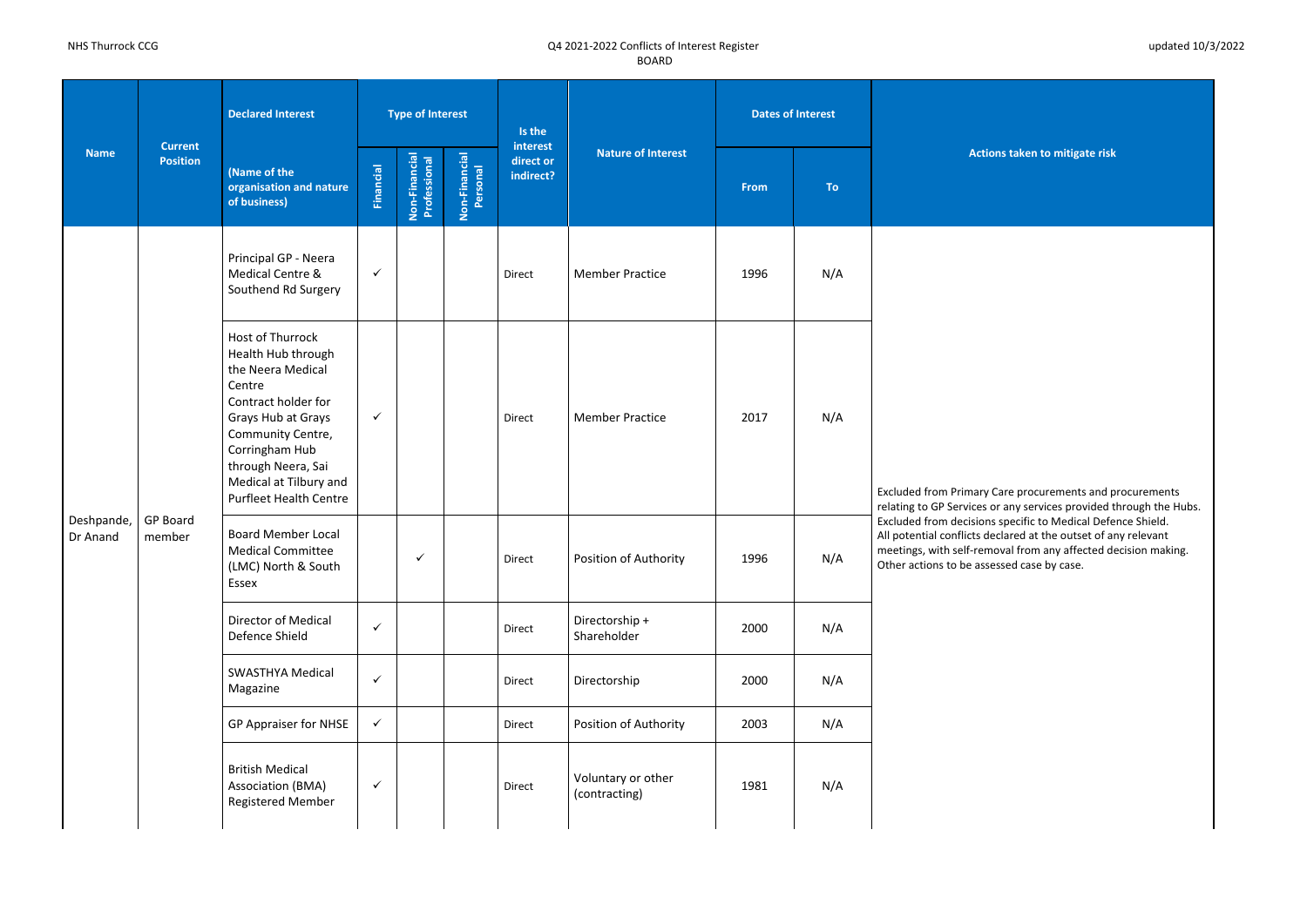| Name | Current Position | Declared Interest (Name of the organisation and nature of business) | Type of Interest | | | Is the interest direct or indirect? | Nature of Interest | Dates of Interest | | Actions taken to mitigate risk |
|---|---|---|---|---|---|---|---|---|---|---|
| | | | Financial | Non-Financial Professional | Non-Financial Personal | | | From | To | |
| Deshpande, Dr Anand | GP Board member | Principal GP - Neera Medical Centre & Southend Rd Surgery | ✓ | | | Direct | Member Practice | 1996 | N/A | Excluded from Primary Care procurements and procurements relating to GP Services or any services provided through the Hubs. Excluded from decisions specific to Medical Defence Shield. All potential conflicts declared at the outset of any relevant meetings, with self-removal from any affected decision making. Other actions to be assessed case by case. |
| | | Host of Thurrock Health Hub through the Neera Medical Centre Contract holder for Grays Hub at Grays Community Centre, Corringham Hub through Neera, Sai Medical at Tilbury and Purfleet Health Centre | ✓ | | | Direct | Member Practice | 2017 | N/A | |
| | | Board Member Local Medical Committee (LMC) North & South Essex | | ✓ | | Direct | Position of Authority | 1996 | N/A | |
| | | Director of Medical Defence Shield | ✓ | | | Direct | Directorship + Shareholder | 2000 | N/A | |
| | | SWASTHYA Medical Magazine | ✓ | | | Direct | Directorship | 2000 | N/A | |
| | | GP Appraiser for NHSE | ✓ | | | Direct | Position of Authority | 2003 | N/A | |
| | | British Medical Association (BMA) Registered Member | ✓ | | | Direct | Voluntary or other (contracting) | 1981 | N/A | |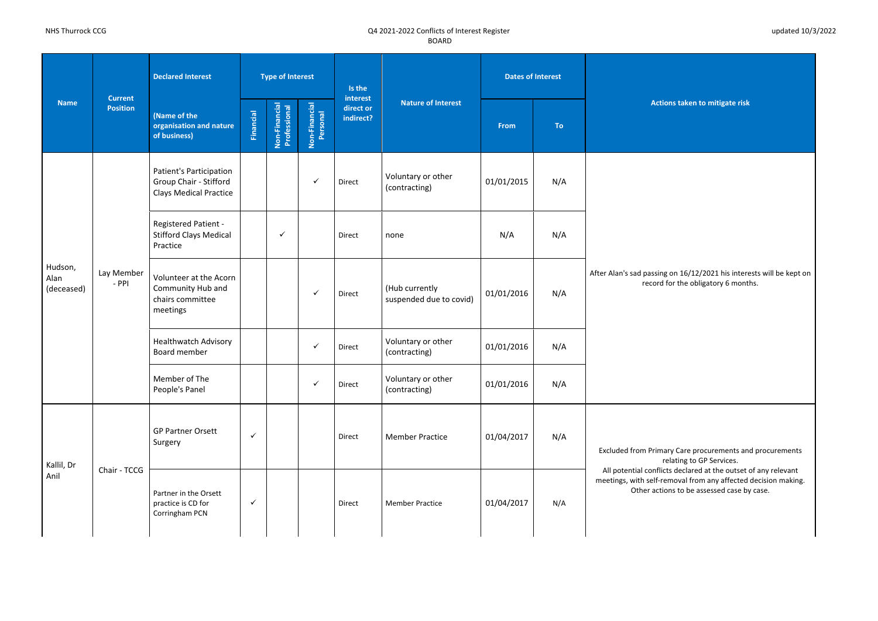NHS Thurrock CCG

Q4 2021-2022 Conflicts of Interest Register
BOARD

updated 10/3/2022

| Name | Current Position | Declared Interest (Name of the organisation and nature of business) | Type of Interest | | | Is the interest direct or indirect? | Nature of Interest | Dates of Interest | | Actions taken to mitigate risk |
|---|---|---|---|---|---|---|---|---|---|---|
| | | | Financial | Non-Financial Professional | Non-Financial Personal | | | From | To | |
| Hudson, Alan (deceased) | Lay Member - PPI | Patient's Participation Group Chair - Stifford Clays Medical Practice | | | ✓ | Direct | Voluntary or other (contracting) | 01/01/2015 | N/A | After Alan's sad passing on 16/12/2021 his interests will be kept on record for the obligatory 6 months. |
| | | Registered Patient - Stifford Clays Medical Practice | | ✓ | | Direct | none | N/A | N/A | |
| | | Volunteer at the Acorn Community Hub and chairs committee meetings | | | ✓ | Direct | (Hub currently suspended due to covid) | 01/01/2016 | N/A | |
| | | Healthwatch Advisory Board member | | | ✓ | Direct | Voluntary or other (contracting) | 01/01/2016 | N/A | |
| | | Member of The People's Panel | | | ✓ | Direct | Voluntary or other (contracting) | 01/01/2016 | N/A | |
| Kallil, Dr Anil | Chair - TCCG | GP Partner Orsett Surgery | ✓ | | | Direct | Member Practice | 01/04/2017 | N/A | Excluded from Primary Care procurements and procurements relating to GP Services. All potential conflicts declared at the outset of any relevant meetings, with self-removal from any affected decision making. Other actions to be assessed case by case. |
| | | Partner in the Orsett practice is CD for Corringham PCN | ✓ | | | Direct | Member Practice | 01/04/2017 | N/A | |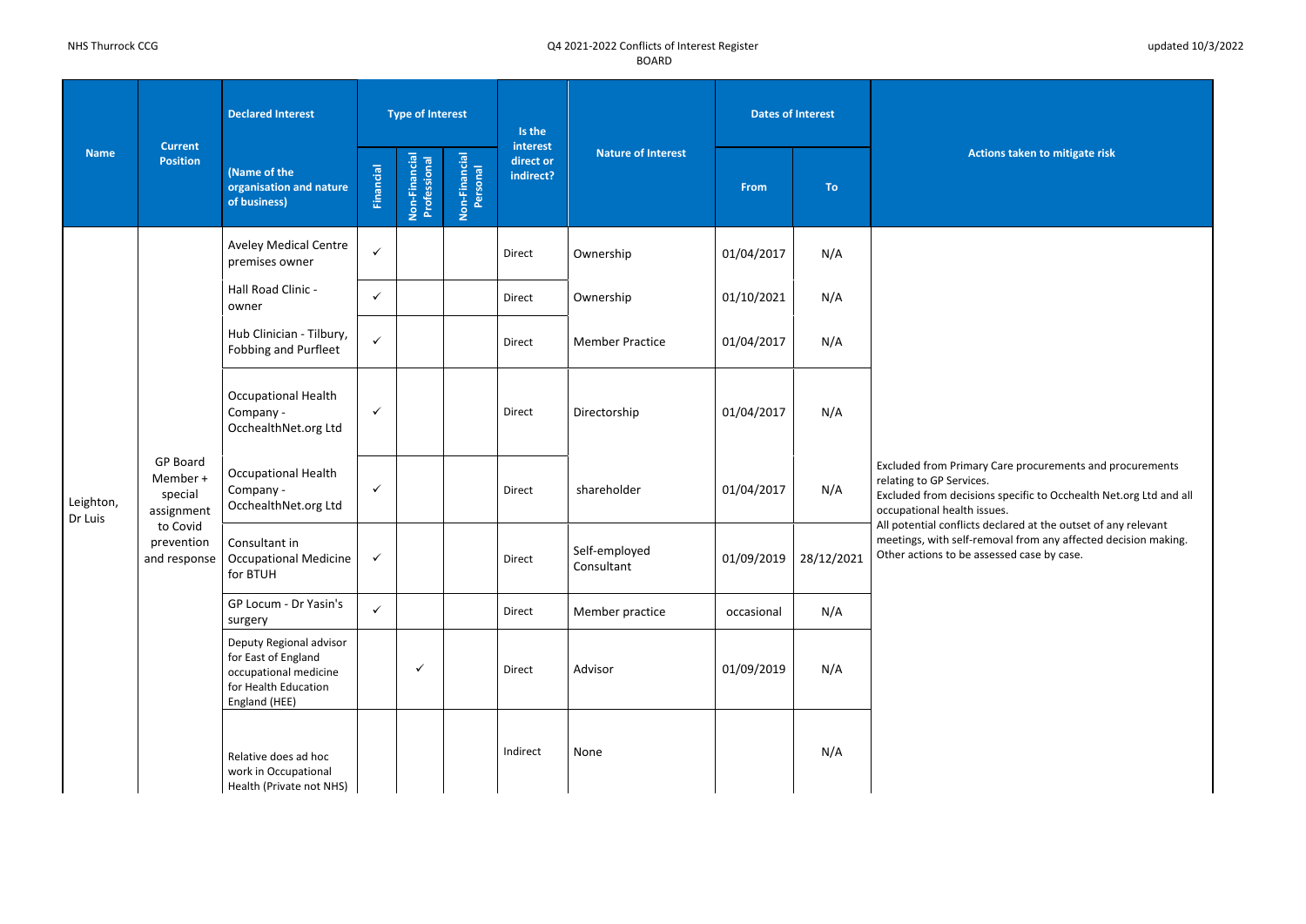NHS Thurrock CCG

Q4 2021-2022 Conflicts of Interest Register
BOARD

updated 10/3/2022

| Name | Current Position | Declared Interest (Name of the organisation and nature of business) | Type of Interest: Financial | Type of Interest: Non-Financial Professional | Type of Interest: Non-Financial Personal | Is the interest direct or indirect? | Nature of Interest | Dates of Interest: From | Dates of Interest: To | Actions taken to mitigate risk |
|---|---|---|---|---|---|---|---|---|---|---|
| Leighton, Dr Luis | GP Board Member + special assignment to Covid prevention and response | Aveley Medical Centre premises owner | ✓ | | | Direct | Ownership | 01/04/2017 | N/A | Excluded from Primary Care procurements and procurements relating to GP Services. Excluded from decisions specific to Occhealth Net.org Ltd and all occupational health issues. All potential conflicts declared at the outset of any relevant meetings, with self-removal from any affected decision making. Other actions to be assessed case by case. |
| | | Hall Road Clinic - owner | ✓ | | | Direct | Ownership | 01/10/2021 | N/A | |
| | | Hub Clinician - Tilbury, Fobbing and Purfleet | ✓ | | | Direct | Member Practice | 01/04/2017 | N/A | |
| | | Occupational Health Company - OcchealthNet.org Ltd | ✓ | | | Direct | Directorship | 01/04/2017 | N/A | |
| | | Occupational Health Company - OcchealthNet.org Ltd | ✓ | | | Direct | shareholder | 01/04/2017 | N/A | |
| | | Consultant in Occupational Medicine for BTUH | ✓ | | | Direct | Self-employed Consultant | 01/09/2019 | 28/12/2021 | |
| | | GP Locum - Dr Yasin's surgery | ✓ | | | Direct | Member practice | occasional | N/A | |
| | | Deputy Regional advisor for East of England occupational medicine for Health Education England (HEE) | | ✓ | | Direct | Advisor | 01/09/2019 | N/A | |
| | | Relative does ad hoc work in Occupational Health (Private not NHS) | | | | Indirect | None | | N/A | |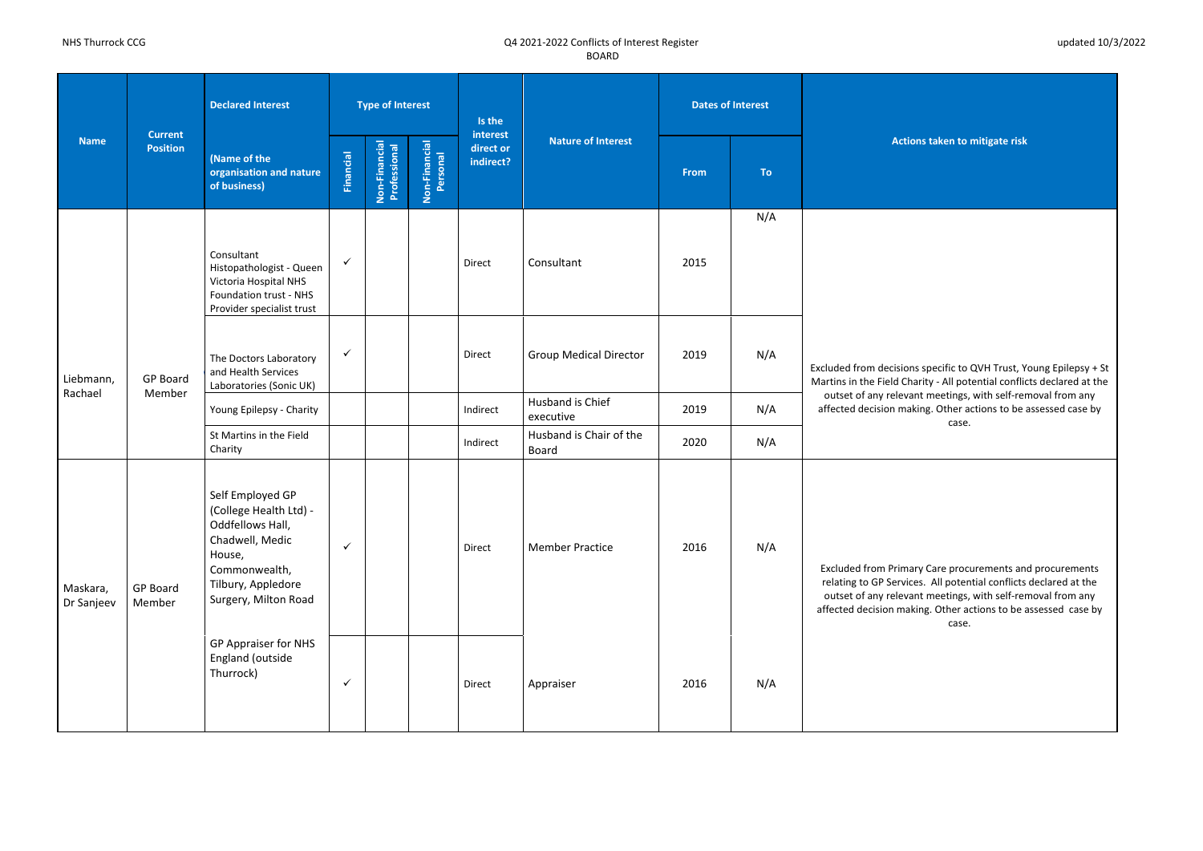NHS Thurrock CCG

Q4 2021-2022 Conflicts of Interest Register
BOARD

updated 10/3/2022

| Name | Current Position | Declared Interest (Name of the organisation and nature of business) | Type of Interest | | | Is the interest direct or indirect? | Nature of Interest | Dates of Interest | | Actions taken to mitigate risk |
|---|---|---|---|---|---|---|---|---|---|---|
| | | | Financial | Non-Financial Professional | Non-Financial Personal | | | From | To | |
| Liebmann, Rachael | GP Board Member | Consultant Histopathologist - Queen Victoria Hospital NHS Foundation trust - NHS Provider specialist trust | ✓ | | | Direct | Consultant | 2015 | N/A | Excluded from decisions specific to QVH Trust, Young Epilepsy + St Martins in the Field Charity - All potential conflicts declared at the outset of any relevant meetings, with self-removal from any affected decision making. Other actions to be assessed case by case. |
| | | The Doctors Laboratory and Health Services Laboratories (Sonic UK) | ✓ | | | Direct | Group Medical Director | 2019 | N/A | |
| | | Young Epilepsy - Charity | | | | Indirect | Husband is Chief executive | 2019 | N/A | |
| | | St Martins in the Field Charity | | | | Indirect | Husband is Chair of the Board | 2020 | N/A | |
| Maskara, Dr Sanjeev | GP Board Member | Self Employed GP (College Health Ltd) - Oddfellows Hall, Chadwell, Medic House, Commonwealth, Tilbury, Appledore Surgery, Milton Road | ✓ | | | Direct | Member Practice | 2016 | N/A | Excluded from Primary Care procurements and procurements relating to GP Services. All potential conflicts declared at the outset of any relevant meetings, with self-removal from any affected decision making. Other actions to be assessed case by case. |
| | | GP Appraiser for NHS England (outside Thurrock) | ✓ | | | Direct | Appraiser | 2016 | N/A | |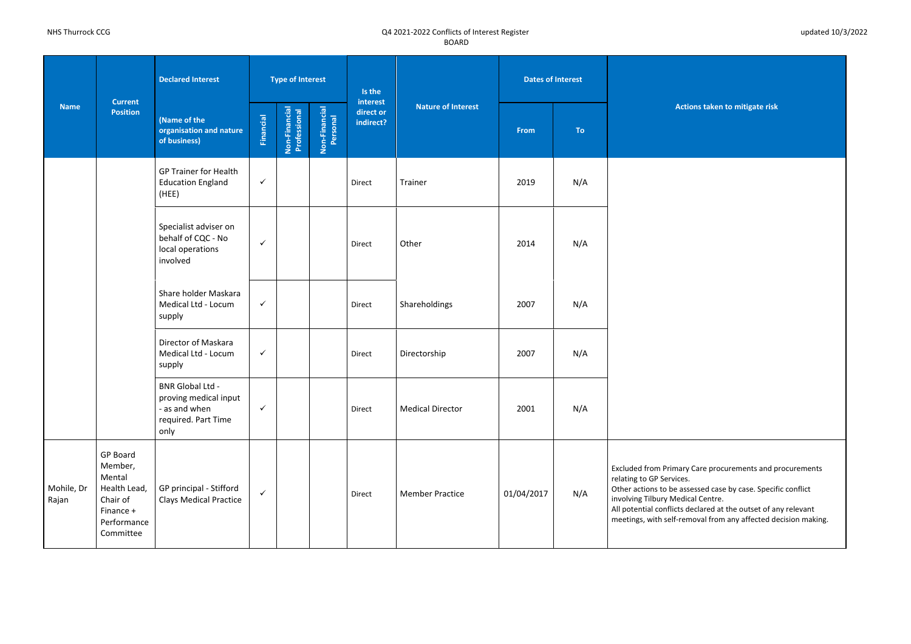| Name | Current Position | Declared Interest (Name of the organisation and nature of business) | Type of Interest | | | Is the interest direct or indirect? | Nature of Interest | Dates of Interest | | Actions taken to mitigate risk |
|---|---|---|---|---|---|---|---|---|---|---|
| | | | Financial | Non-Financial Professional | Non-Financial Personal | | | From | To | |
| | | GP Trainer for Health Education England (HEE) | ✓ | | | Direct | Trainer | 2019 | N/A | |
| | | Specialist adviser on behalf of CQC - No local operations involved | ✓ | | | Direct | Other | 2014 | N/A | |
| | | Share holder Maskara Medical Ltd - Locum supply | ✓ | | | Direct | Shareholdings | 2007 | N/A | |
| | | Director of Maskara Medical Ltd - Locum supply | ✓ | | | Direct | Directorship | 2007 | N/A | |
| | | BNR Global Ltd - proving medical input - as and when required. Part Time only | ✓ | | | Direct | Medical Director | 2001 | N/A | |
| Mohile, Dr Rajan | GP Board Member, Mental Health Lead, Chair of Finance + Performance Committee | GP principal - Stifford Clays Medical Practice | ✓ | | | Direct | Member Practice | 01/04/2017 | N/A | Excluded from Primary Care procurements and procurements relating to GP Services. Other actions to be assessed case by case. Specific conflict involving Tilbury Medical Centre. All potential conflicts declared at the outset of any relevant meetings, with self-removal from any affected decision making. |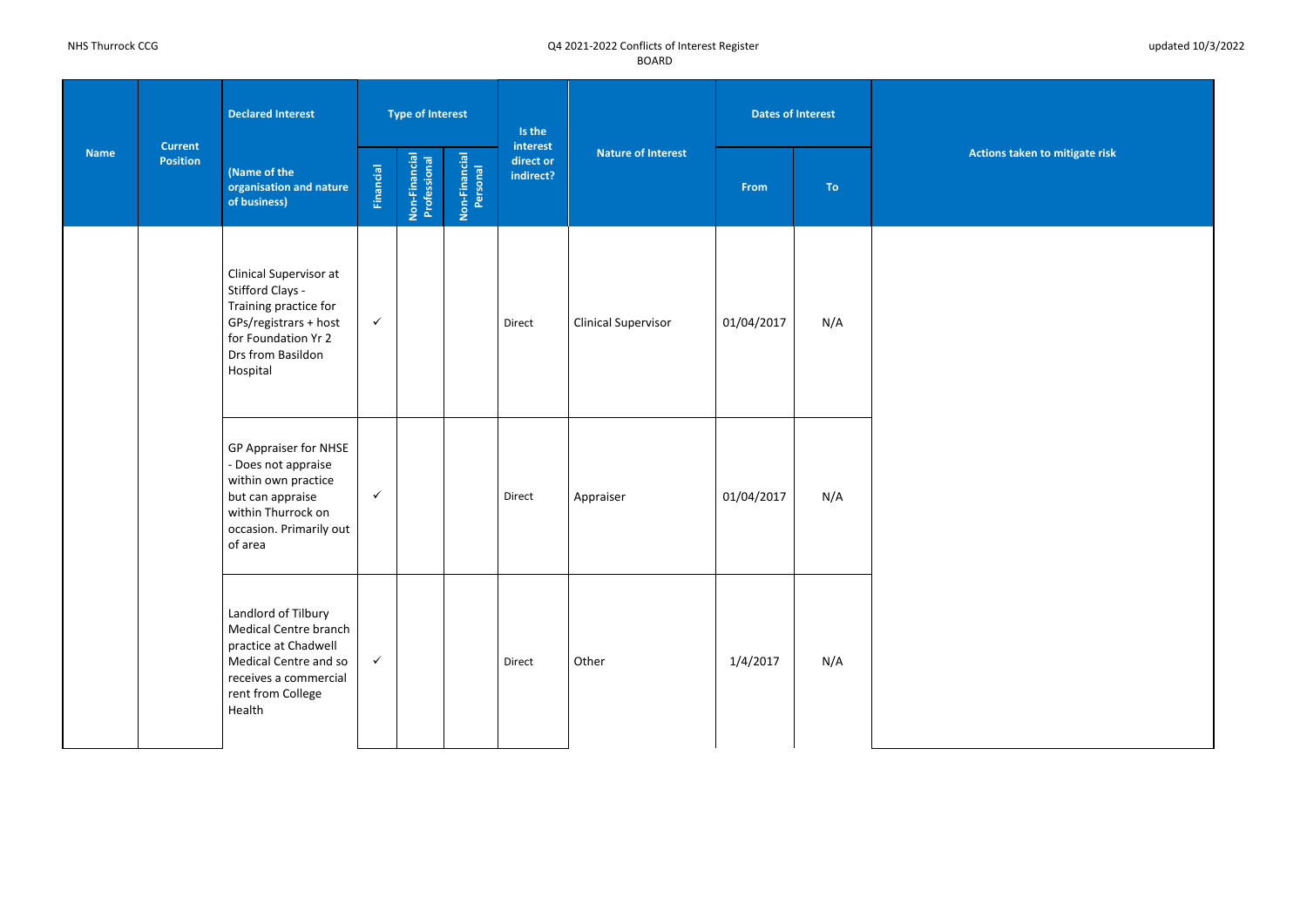| Name | Current Position | Declared Interest (Name of the organisation and nature of business) | Type of Interest | | | Is the interest direct or indirect? | Nature of Interest | Dates of Interest | | Actions taken to mitigate risk |
|---|---|---|---|---|---|---|---|---|---|---|
| | | | Financial | Non-Financial Professional | Non-Financial Personal | | | From | To | |
| | | Clinical Supervisor at Stifford Clays - Training practice for GPs/registrars + host for Foundation Yr 2 Drs from Basildon Hospital | ✓ | | | Direct | Clinical Supervisor | 01/04/2017 | N/A | |
| | | GP Appraiser for NHSE - Does not appraise within own practice but can appraise within Thurrock on occasion. Primarily out of area | ✓ | | | Direct | Appraiser | 01/04/2017 | N/A | |
| | | Landlord of Tilbury Medical Centre branch practice at Chadwell Medical Centre and so receives a commercial rent from College Health | ✓ | | | Direct | Other | 1/4/2017 | N/A | |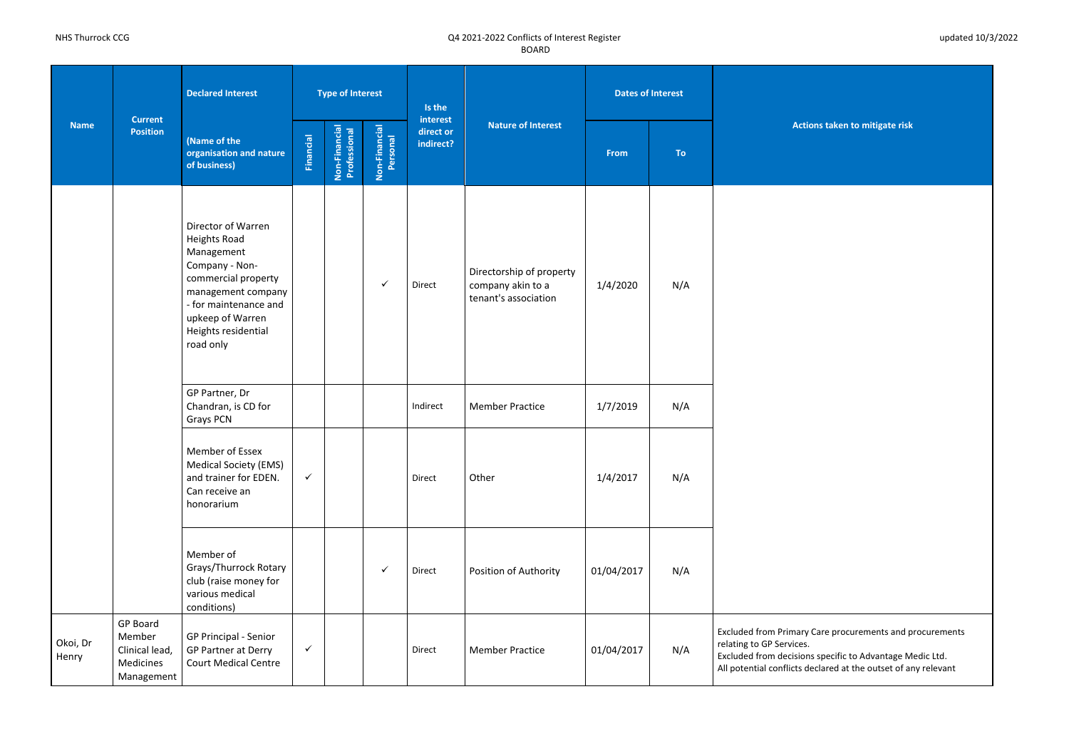NHS Thurrock CCG

Q4 2021-2022 Conflicts of Interest Register
BOARD

updated 10/3/2022

| Name | Current Position | Declared Interest (Name of the organisation and nature of business) | Type of Interest | | | Is the interest direct or indirect? | Nature of Interest | Dates of Interest | | Actions taken to mitigate risk |
|---|---|---|---|---|---|---|---|---|---|---|
| | | | Financial | Non-Financial Professional | Non-Financial Personal | | | From | To | |
| | | Director of Warren Heights Road Management Company - Non-commercial property management company - for maintenance and upkeep of Warren Heights residential road only | | | ✓ | Direct | Directorship of property company akin to a tenant's association | 1/4/2020 | N/A | |
| | | GP Partner, Dr Chandran, is CD for Grays PCN | | | | Indirect | Member Practice | 1/7/2019 | N/A | |
| | | Member of Essex Medical Society (EMS) and trainer for EDEN. Can receive an honorarium | ✓ | | | Direct | Other | 1/4/2017 | N/A | |
| | | Member of Grays/Thurrock Rotary club (raise money for various medical conditions) | | | ✓ | Direct | Position of Authority | 01/04/2017 | N/A | |
| Okoi, Dr Henry | GP Board Member Clinical lead, Medicines Management | GP Principal - Senior GP Partner at Derry Court Medical Centre | ✓ | | | Direct | Member Practice | 01/04/2017 | N/A | Excluded from Primary Care procurements and procurements relating to GP Services. Excluded from decisions specific to Advantage Medic Ltd. All potential conflicts declared at the outset of any relevant |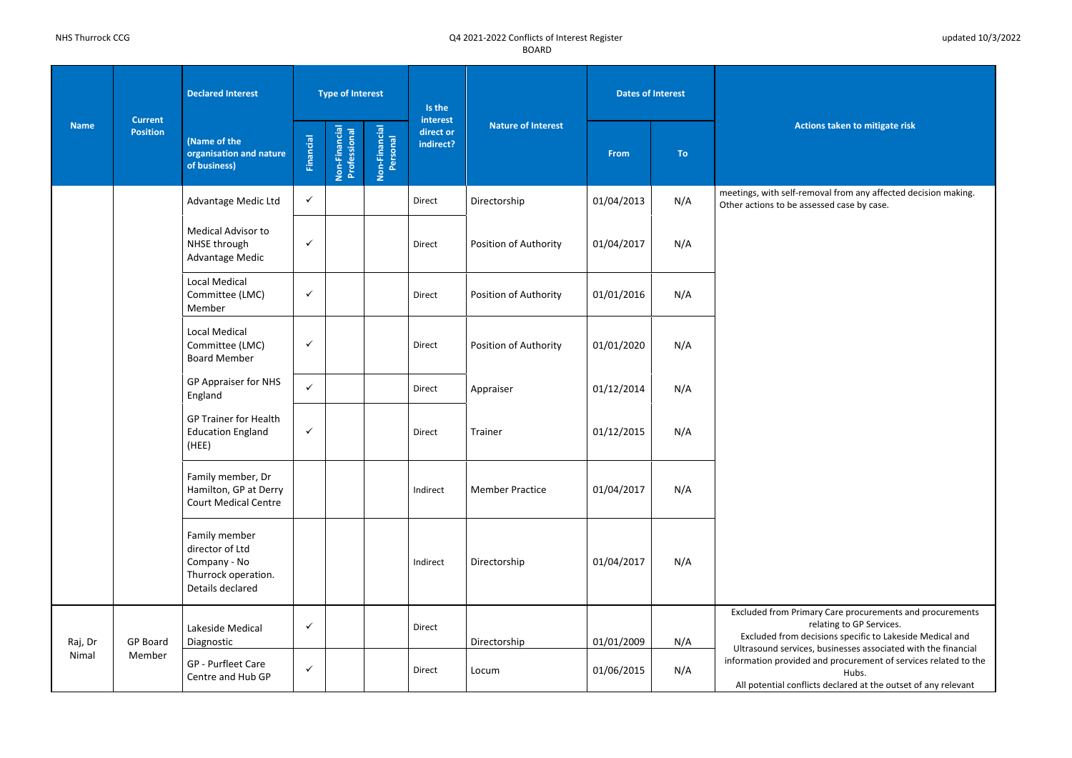NHS Thurrock CCG

Q4 2021-2022 Conflicts of Interest Register
BOARD

updated 10/3/2022

| Name | Current Position | Declared Interest (Name of the organisation and nature of business) | Type of Interest | | | Is the interest direct or indirect? | Nature of Interest | Dates of Interest | | Actions taken to mitigate risk |
|---|---|---|---|---|---|---|---|---|---|---|
| | | | Financial | Non-Financial Professional | Non-Financial Personal | | | From | To | |
| | | Advantage Medic Ltd | ✓ | | | Direct | Directorship | 01/04/2013 | N/A | meetings, with self-removal from any affected decision making. Other actions to be assessed case by case. |
| | | Medical Advisor to NHSE through Advantage Medic | ✓ | | | Direct | Position of Authority | 01/04/2017 | N/A | |
| | | Local Medical Committee (LMC) Member | ✓ | | | Direct | Position of Authority | 01/01/2016 | N/A | |
| | | Local Medical Committee (LMC) Board Member | ✓ | | | Direct | Position of Authority | 01/01/2020 | N/A | |
| | | GP Appraiser for NHS England | ✓ | | | Direct | Appraiser | 01/12/2014 | N/A | |
| | | GP Trainer for Health Education England (HEE) | ✓ | | | Direct | Trainer | 01/12/2015 | N/A | |
| | | Family member, Dr Hamilton, GP at Derry Court Medical Centre | | | | Indirect | Member Practice | 01/04/2017 | N/A | |
| | | Family member director of Ltd Company - No Thurrock operation. Details declared | | | | Indirect | Directorship | 01/04/2017 | N/A | |
| Raj, Dr Nimal | GP Board Member | Lakeside Medical Diagnostic | ✓ | | | Direct | Directorship | 01/01/2009 | N/A | Excluded from Primary Care procurements and procurements relating to GP Services. Excluded from decisions specific to Lakeside Medical and Ultrasound services, businesses associated with the financial information provided and procurement of services related to the Hubs. All potential conflicts declared at the outset of any relevant |
| | | GP - Purfleet Care Centre and Hub GP | ✓ | | | Direct | Locum | 01/06/2015 | N/A | |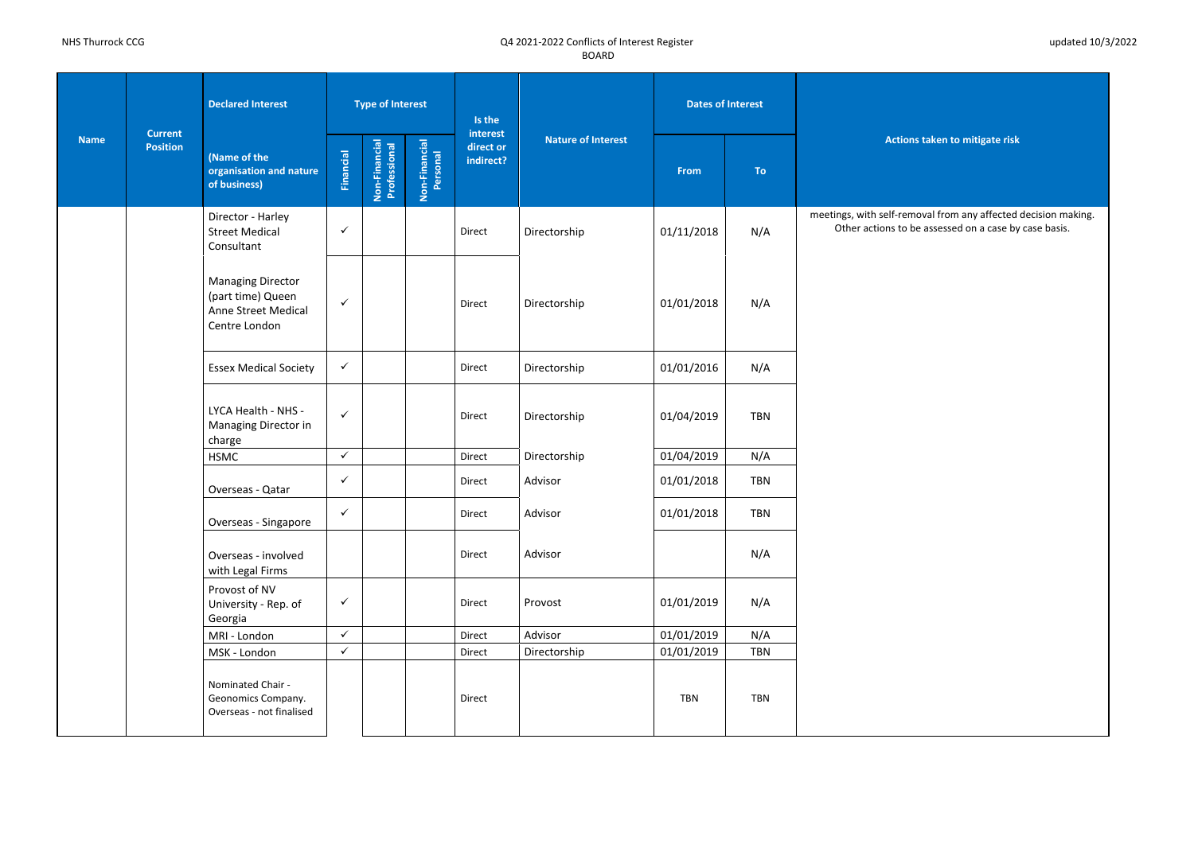NHS Thurrock CCG

Q4 2021-2022 Conflicts of Interest Register
BOARD

updated 10/3/2022

| Name | Current Position | Declared Interest (Name of the organisation and nature of business) | Type of Interest | | | Is the interest direct or indirect? | Nature of Interest | Dates of Interest | | Actions taken to mitigate risk |
|---|---|---|---|---|---|---|---|---|---|---|
| | | | Financial | Non-Financial Professional | Non-Financial Personal | | | From | To | |
| | | Director - Harley Street Medical Consultant | ✓ | | | Direct | Directorship | 01/11/2018 | N/A | meetings, with self-removal from any affected decision making. Other actions to be assessed on a case by case basis. |
| | | Managing Director (part time) Queen Anne Street Medical Centre London | ✓ | | | Direct | Directorship | 01/01/2018 | N/A | |
| | | Essex Medical Society | ✓ | | | Direct | Directorship | 01/01/2016 | N/A | |
| | | LYCA Health - NHS - Managing Director in charge | ✓ | | | Direct | Directorship | 01/04/2019 | TBN | |
| | | HSMC | ✓ | | | Direct | Directorship | 01/04/2019 | N/A | |
| | | Overseas - Qatar | ✓ | | | Direct | Advisor | 01/01/2018 | TBN | |
| | | Overseas - Singapore | ✓ | | | Direct | Advisor | 01/01/2018 | TBN | |
| | | Overseas - involved with Legal Firms | | | | Direct | Advisor | | N/A | |
| | | Provost of NV University - Rep. of Georgia | ✓ | | | Direct | Provost | 01/01/2019 | N/A | |
| | | MRI - London | ✓ | | | Direct | Advisor | 01/01/2019 | N/A | |
| | | MSK - London | ✓ | | | Direct | Directorship | 01/01/2019 | TBN | |
| | | Nominated Chair - Geonomics Company. Overseas - not finalised | | | | Direct | | TBN | TBN | |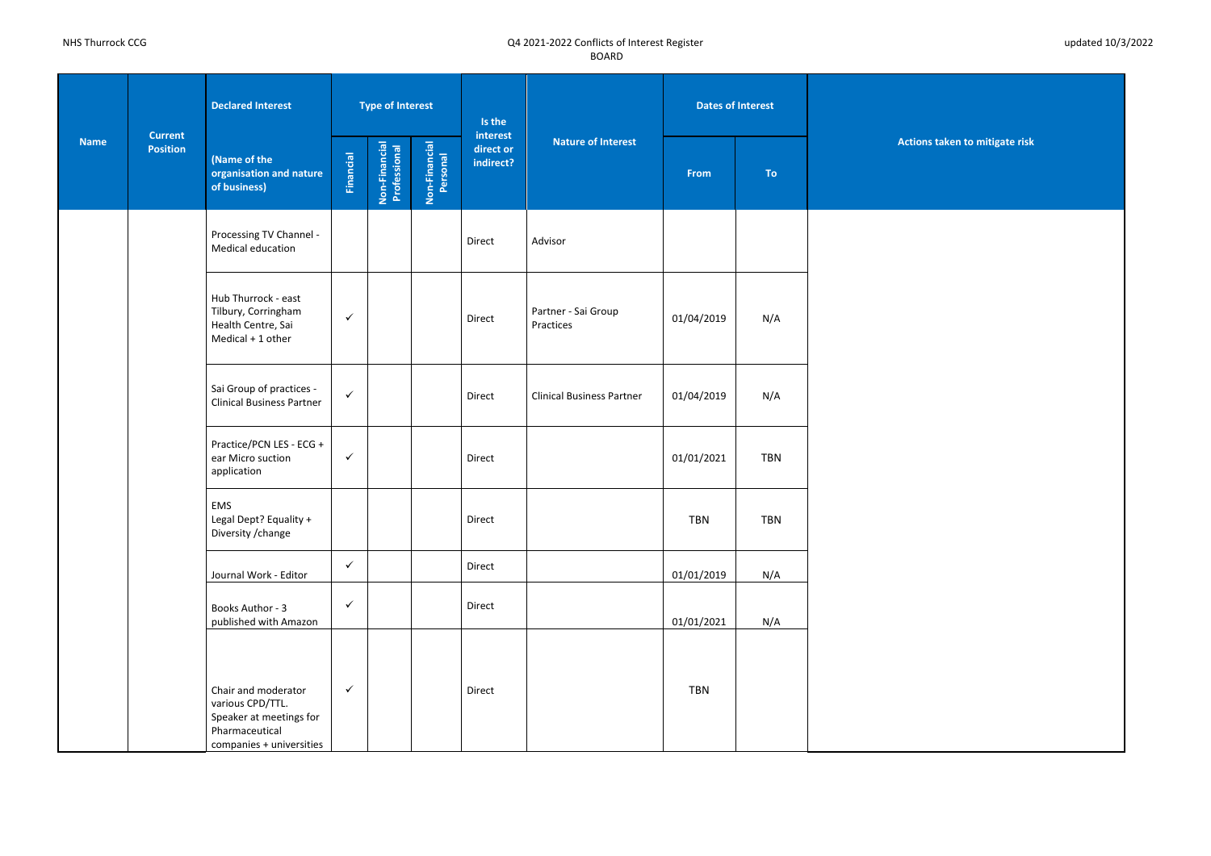NHS Thurrock CCG

Q4 2021-2022 Conflicts of Interest Register
BOARD

updated 10/3/2022

| Name | Current Position | Declared Interest (Name of the organisation and nature of business) | Type of Interest | | | Is the interest direct or indirect? | Nature of Interest | Dates of Interest | | Actions taken to mitigate risk |
|---|---|---|---|---|---|---|---|---|---|---|
| | | | Financial | Non-Financial Professional | Non-Financial Personal | | | From | To | |
| | | Processing TV Channel - Medical education | | | | Direct | Advisor | | | |
| | | Hub Thurrock - east Tilbury, Corringham Health Centre, Sai Medical + 1 other | ✓ | | | Direct | Partner - Sai Group Practices | 01/04/2019 | N/A | |
| | | Sai Group of practices - Clinical Business Partner | ✓ | | | Direct | Clinical Business Partner | 01/04/2019 | N/A | |
| | | Practice/PCN LES - ECG + ear Micro suction application | ✓ | | | Direct | | 01/01/2021 | TBN | |
| | | EMS Legal Dept? Equality + Diversity /change | | | | Direct | | TBN | TBN | |
| | | Journal Work - Editor | ✓ | | | Direct | | 01/01/2019 | N/A | |
| | | Books Author - 3 published with Amazon | ✓ | | | Direct | | 01/01/2021 | N/A | |
| | | Chair and moderator various CPD/TTL. Speaker at meetings for Pharmaceutical companies + universities | ✓ | | | Direct | | TBN | | |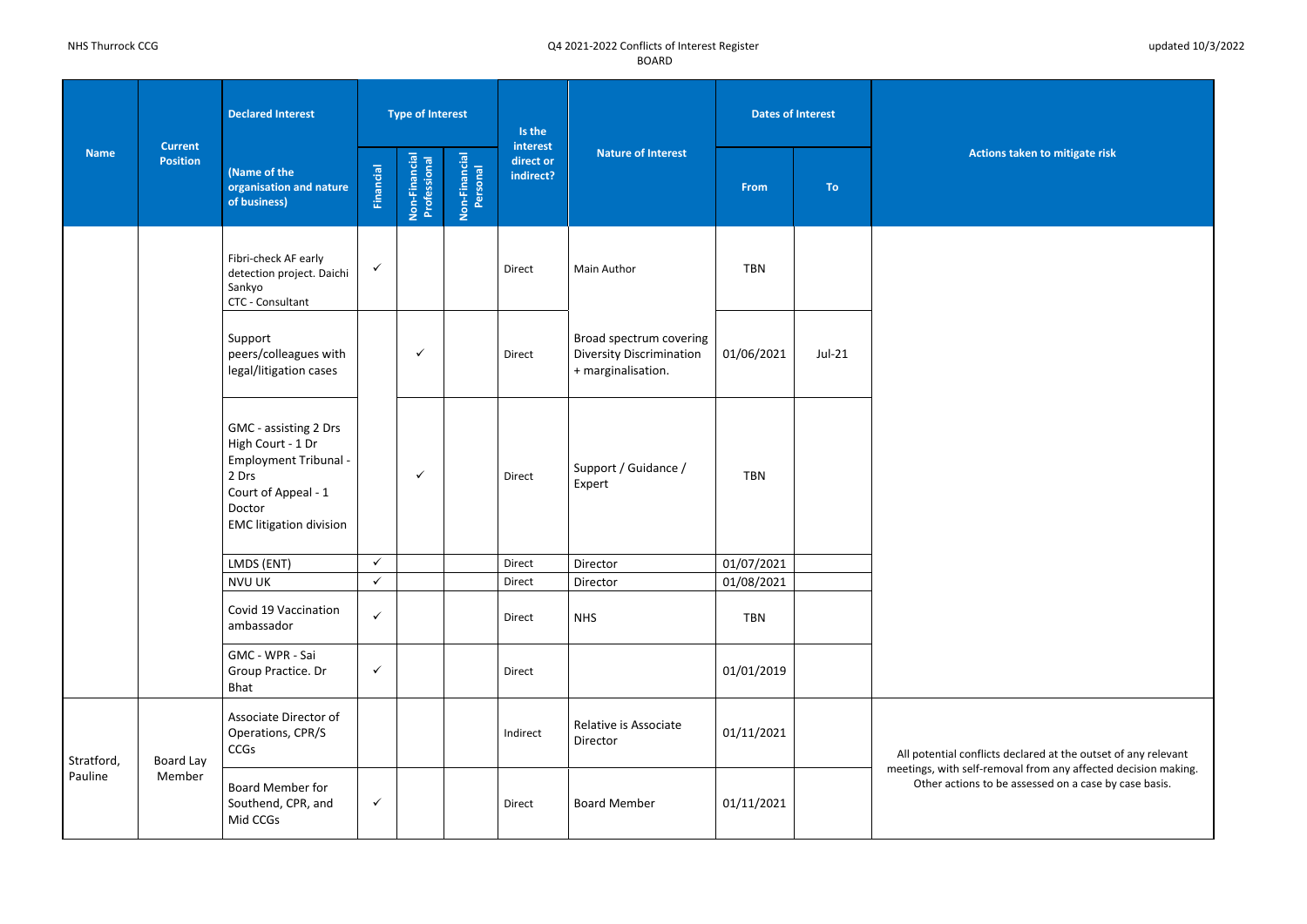| Name | Current Position | Declared Interest (Name of the organisation and nature of business) | Type of Interest | | | Is the interest direct or indirect? | Nature of Interest | Dates of Interest | | Actions taken to mitigate risk |
|---|---|---|---|---|---|---|---|---|---|---|
| | | | Financial | Non-Financial Professional | Non-Financial Personal | | | From | To | |
| | | Fibri-check AF early detection project. Daichi Sankyo CTC - Consultant | ✓ | | | Direct | Main Author | TBN | | |
| | | Support peers/colleagues with legal/litigation cases | | ✓ | | Direct | Broad spectrum covering Diversity Discrimination + marginalisation. | 01/06/2021 | Jul-21 | |
| | | GMC - assisting 2 Drs High Court - 1 Dr Employment Tribunal - 2 Drs Court of Appeal - 1 Doctor EMC litigation division | | ✓ | | Direct | Support / Guidance / Expert | TBN | | |
| | | LMDS (ENT) | ✓ | | | Direct | Director | 01/07/2021 | | |
| | | NVU UK | ✓ | | | Direct | Director | 01/08/2021 | | |
| | | Covid 19 Vaccination ambassador | ✓ | | | Direct | NHS | TBN | | |
| | | GMC - WPR - Sai Group Practice. Dr Bhat | ✓ | | | Direct | | 01/01/2019 | | |
| Stratford, Pauline | Board Lay Member | Associate Director of Operations, CPR/S CCGs | | | | Indirect | Relative is Associate Director | 01/11/2021 | | All potential conflicts declared at the outset of any relevant meetings, with self-removal from any affected decision making. Other actions to be assessed on a case by case basis. |
| | | Board Member for Southend, CPR, and Mid CCGs | ✓ | | | Direct | Board Member | 01/11/2021 | | |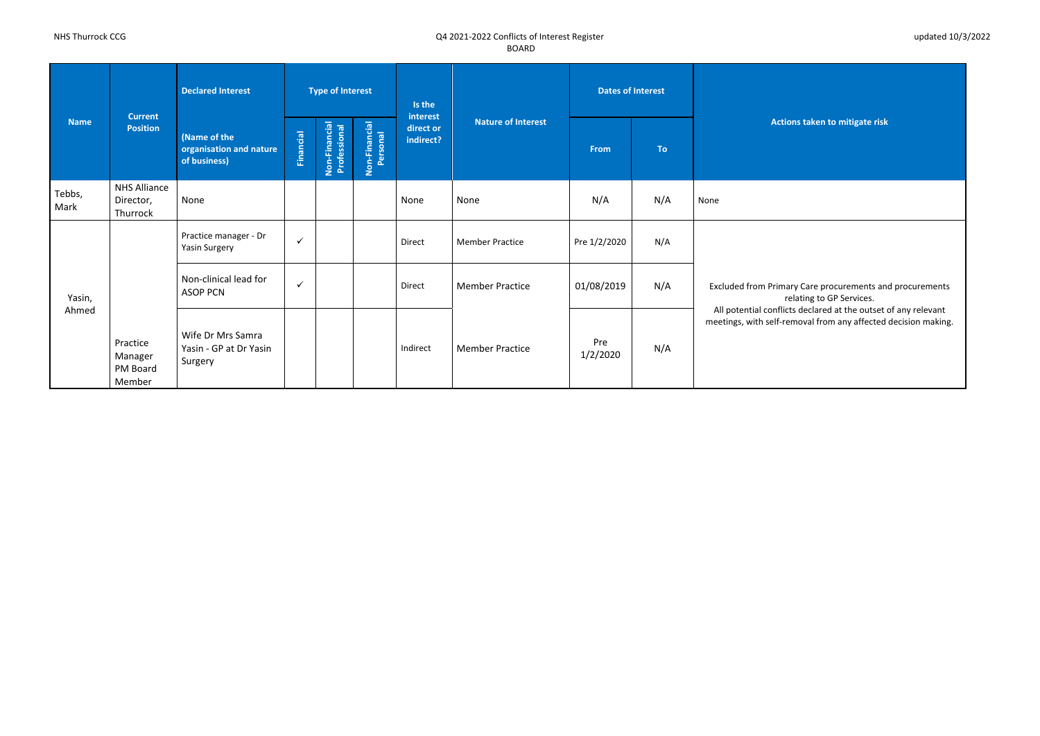| Name | Current Position | Declared Interest (Name of the organisation and nature of business) | Type of Interest | | | Is the interest direct or indirect? | Nature of Interest | Dates of Interest | | Actions taken to mitigate risk |
|---|---|---|---|---|---|---|---|---|---|---|
| | | | Financial | Non-Financial Professional | Non-Financial Personal | | | From | To | |
| Tebbs, Mark | NHS Alliance Director, Thurrock | None | | | | None | None | N/A | N/A | None |
| Yasin, Ahmed | Practice Manager PM Board Member | Practice manager - Dr Yasin Surgery | ✓ | | | Direct | Member Practice | Pre 1/2/2020 | N/A | Excluded from Primary Care procurements and procurements relating to GP Services. All potential conflicts declared at the outset of any relevant meetings, with self-removal from any affected decision making. |
| | | Non-clinical lead for ASOP PCN | ✓ | | | Direct | Member Practice | 01/08/2019 | N/A | |
| | | Wife Dr Mrs Samra Yasin - GP at Dr Yasin Surgery | | | | Indirect | Member Practice | Pre 1/2/2020 | N/A | |